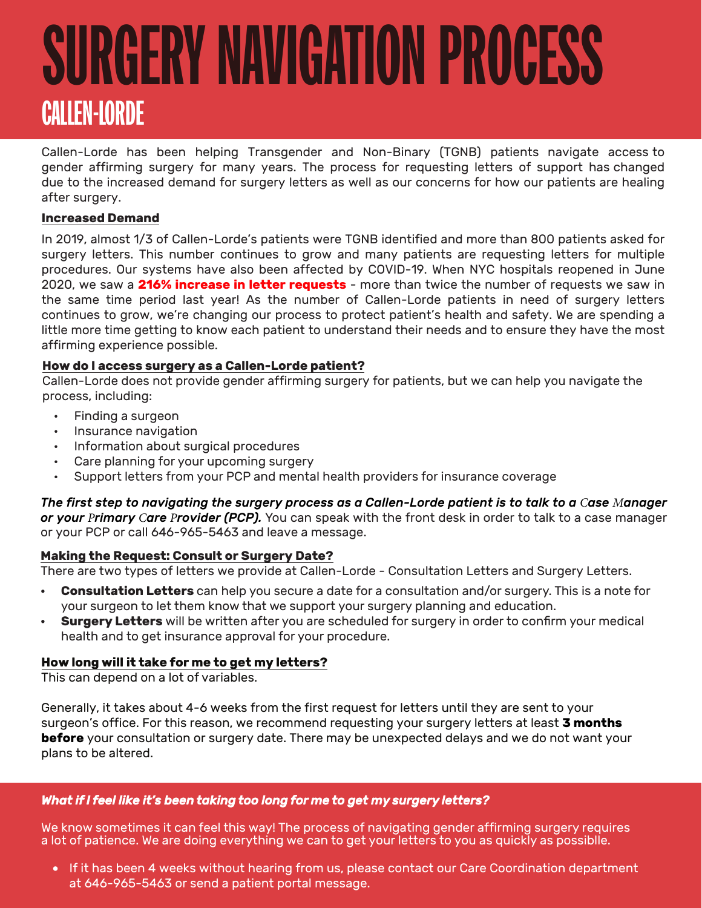# SURGERY NAVIGATION PROCESS

## CALLEN-LORDE

Callen-Lorde has been helping Transgender and Non-Binary (TGNB) patients navigate access to gender affirming surgery for many years. The process for requesting letters of support has changed due to the increased demand for surgery letters as well as our concerns for how our patients are healing after surgery.

**Increased Demand**

In 2019, almost 1/3 of Callen-Lorde's patients were TGNB identified and more than 800 patients asked for surgery letters. This number continues to grow and many patients are requesting letters for multiple procedures. Our systems have also been affected by COVID-19. When NYC hospitals reopened in June 2020, we saw a **216% increase in letter requests** - more than twice the number of requests we saw in the same time period last year! As the number of Callen-Lorde patients in need of surgery letters continues to grow, we're changing our process to protect patient's health and safety. We are spending a little more time getting to know each patient to understand their needs and to ensure they have the most affirming experience possible.

**How do I access surgery as a Callen-Lorde patient?**

Callen-Lorde does not provide gender affirming surgery for patients, but we can help you navigate the process, including:

- Finding a surgeon
- Insurance navigation
- Information about surgical procedures
- Care planning for your upcoming surgery
- Support letters from your PCP and mental health providers for insurance coverage

***The first step to navigating the surgery process as a Callen-Lorde patient is to talk to a Case Manager or your Primary Care Provider (PCP).*** You can speak with the front desk in order to talk to a case manager or your PCP or call 646-965-5463 and leave a message.

**Making the Request: Consult or Surgery Date?**

There are two types of letters we provide at Callen-Lorde - Consultation Letters and Surgery Letters.

- **Consultation Letters** can help you secure a date for a consultation and/or surgery. This is a note for your surgeon to let them know that we support your surgery planning and education.
- **Surgery Letters** will be written after you are scheduled for surgery in order to confirm your medical health and to get insurance approval for your procedure.

**How long will it take for me to get my letters?**

This can depend on a lot of variables.

Generally, it takes about 4-6 weeks from the first request for letters until they are sent to your surgeon's office. For this reason, we recommend requesting your surgery letters at least **3 months before** your consultation or surgery date. There may be unexpected delays and we do not want your plans to be altered.

***What if I feel like it's been taking too long for me to get my surgery letters?***

We know sometimes it can feel this way! The process of navigating gender affirming surgery requires a lot of patience. We are doing everything we can to get your letters to you as quickly as possiblle.

- If it has been 4 weeks without hearing from us, please contact our Care Coordination department at 646-965-5463 or send a patient portal message.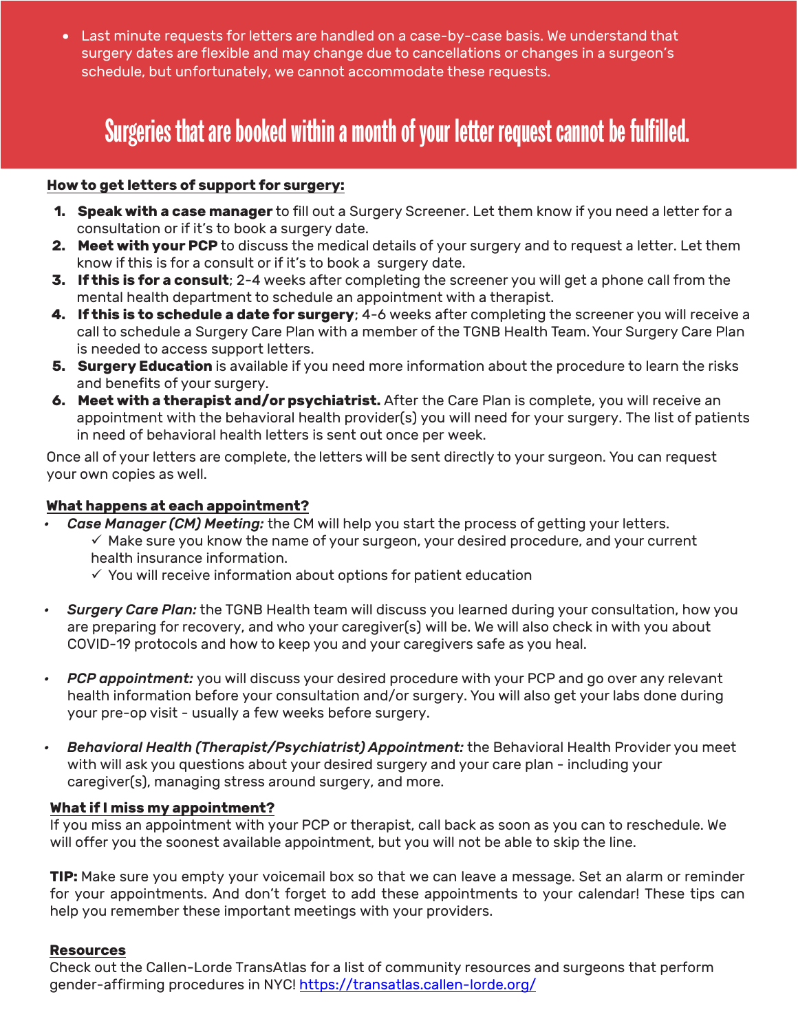- Last minute requests for letters are handled on a case-by-case basis. We understand that surgery dates are flexible and may change due to cancellations or changes in a surgeon's schedule, but unfortunately, we cannot accommodate these requests.

## Surgeries that are booked within a month of your letter request cannot be fulfilled.

**How to get letters of support for surgery:**

1. **Speak with a case manager** to fill out a Surgery Screener. Let them know if you need a letter for a consultation or if it's to book a surgery date.
2. **Meet with your PCP** to discuss the medical details of your surgery and to request a letter. Let them know if this is for a consult or if it's to book a surgery date.
3. **If this is for a consult**; 2-4 weeks after completing the screener you will get a phone call from the mental health department to schedule an appointment with a therapist.
4. **If this is to schedule a date for surgery**; 4-6 weeks after completing the screener you will receive a call to schedule a Surgery Care Plan with a member of the TGNB Health Team. Your Surgery Care Plan is needed to access support letters.
5. **Surgery Education** is available if you need more information about the procedure to learn the risks and benefits of your surgery.
6. **Meet with a therapist and/or psychiatrist.** After the Care Plan is complete, you will receive an appointment with the behavioral health provider(s) you will need for your surgery. The list of patients in need of behavioral health letters is sent out once per week.

Once all of your letters are complete, the letters will be sent directly to your surgeon. You can request your own copies as well.

**What happens at each appointment?**

- ***Case Manager (CM) Meeting:*** the CM will help you start the process of getting your letters.
  - ✓ Make sure you know the name of your surgeon, your desired procedure, and your current health insurance information.
  - ✓ You will receive information about options for patient education
- ***Surgery Care Plan:*** the TGNB Health team will discuss you learned during your consultation, how you are preparing for recovery, and who your caregiver(s) will be. We will also check in with you about COVID-19 protocols and how to keep you and your caregivers safe as you heal.
- ***PCP appointment:*** you will discuss your desired procedure with your PCP and go over any relevant health information before your consultation and/or surgery. You will also get your labs done during your pre-op visit - usually a few weeks before surgery.
- ***Behavioral Health (Therapist/Psychiatrist) Appointment:*** the Behavioral Health Provider you meet with will ask you questions about your desired surgery and your care plan - including your caregiver(s), managing stress around surgery, and more.

**What if I miss my appointment?**

If you miss an appointment with your PCP or therapist, call back as soon as you can to reschedule. We will offer you the soonest available appointment, but you will not be able to skip the line.

**TIP:** Make sure you empty your voicemail box so that we can leave a message. Set an alarm or reminder for your appointments. And don't forget to add these appointments to your calendar! These tips can help you remember these important meetings with your providers.

**Resources**

Check out the Callen-Lorde TransAtlas for a list of community resources and surgeons that perform gender-affirming procedures in NYC! https://transatlas.callen-lorde.org/